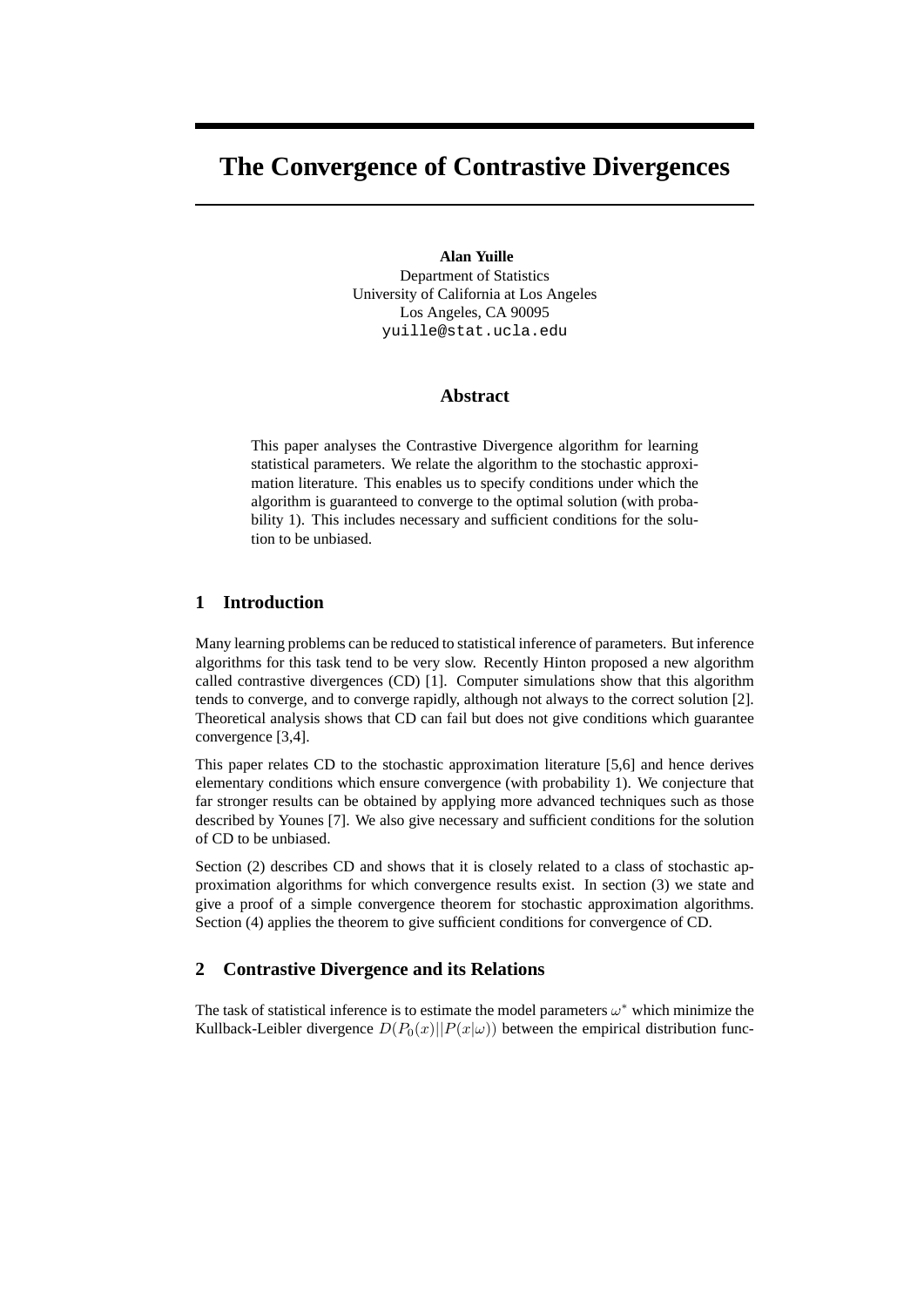# The Convergence of Contrastive Divergences

**Alan Yuille**
Department of Statistics
University of California at Los Angeles
Los Angeles, CA 90095
yuille@stat.ucla.edu

## Abstract

This paper analyses the Contrastive Divergence algorithm for learning statistical parameters. We relate the algorithm to the stochastic approximation literature. This enables us to specify conditions under which the algorithm is guaranteed to converge to the optimal solution (with probability 1). This includes necessary and sufficient conditions for the solution to be unbiased.

## 1 Introduction

Many learning problems can be reduced to statistical inference of parameters. But inference algorithms for this task tend to be very slow. Recently Hinton proposed a new algorithm called contrastive divergences (CD) [1]. Computer simulations show that this algorithm tends to converge, and to converge rapidly, although not always to the correct solution [2]. Theoretical analysis shows that CD can fail but does not give conditions which guarantee convergence [3,4].

This paper relates CD to the stochastic approximation literature [5,6] and hence derives elementary conditions which ensure convergence (with probability 1). We conjecture that far stronger results can be obtained by applying more advanced techniques such as those described by Younes [7]. We also give necessary and sufficient conditions for the solution of CD to be unbiased.

Section (2) describes CD and shows that it is closely related to a class of stochastic approximation algorithms for which convergence results exist. In section (3) we state and give a proof of a simple convergence theorem for stochastic approximation algorithms. Section (4) applies the theorem to give sufficient conditions for convergence of CD.

## 2 Contrastive Divergence and its Relations

The task of statistical inference is to estimate the model parameters $\omega^*$ which minimize the Kullback-Leibler divergence $D(P_0(x)||P(x|\omega))$ between the empirical distribution func-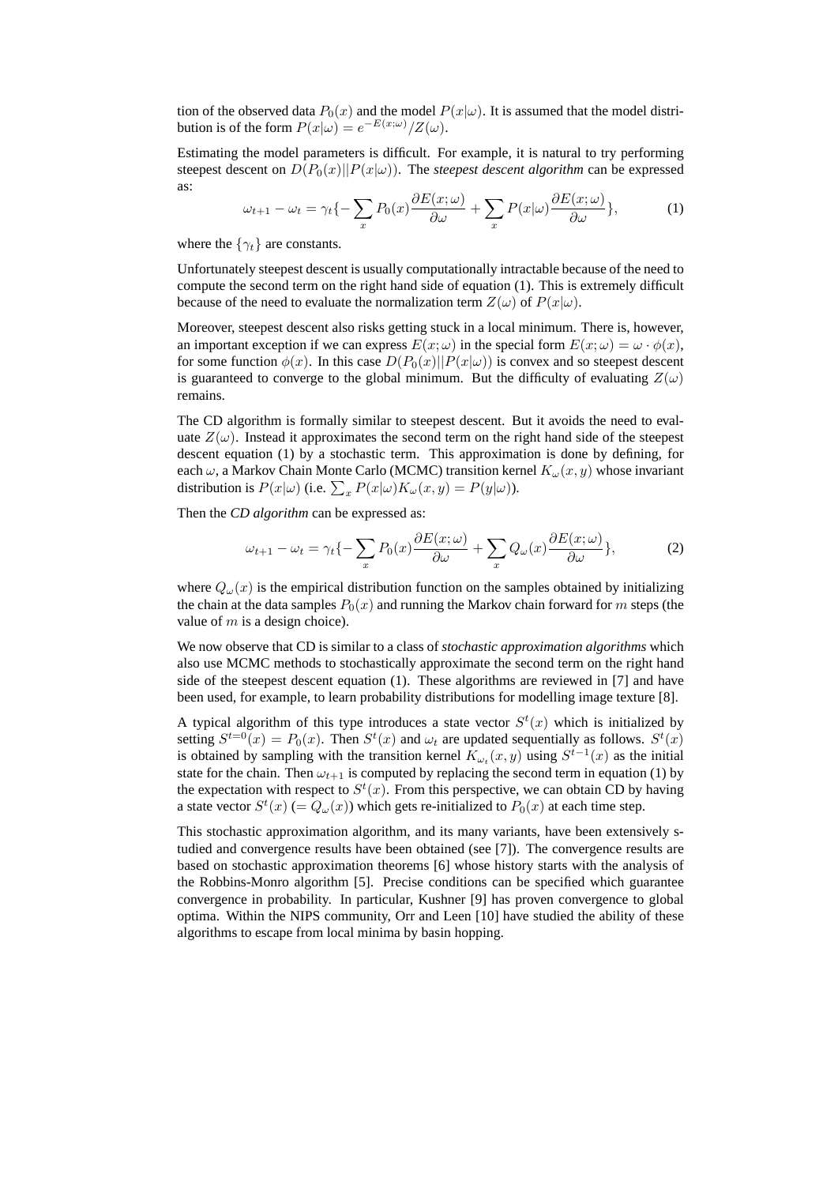tion of the observed data $P_0(x)$ and the model $P(x|\omega)$. It is assumed that the model distribution is of the form $P(x|\omega) = e^{-E(x;\omega)}/Z(\omega)$.

Estimating the model parameters is difficult. For example, it is natural to try performing steepest descent on $D(P_0(x)||P(x|\omega))$. The *steepest descent algorithm* can be expressed as:

$$\omega_{t+1} - \omega_t = \gamma_t \{ -\sum_x P_0(x) \frac{\partial E(x;\omega)}{\partial \omega} + \sum_x P(x|\omega) \frac{\partial E(x;\omega)}{\partial \omega} \}, \tag{1}$$

where the $\{\gamma_t\}$ are constants.

Unfortunately steepest descent is usually computationally intractable because of the need to compute the second term on the right hand side of equation (1). This is extremely difficult because of the need to evaluate the normalization term $Z(\omega)$ of $P(x|\omega)$.

Moreover, steepest descent also risks getting stuck in a local minimum. There is, however, an important exception if we can express $E(x;\omega)$ in the special form $E(x;\omega) = \omega \cdot \phi(x)$, for some function $\phi(x)$. In this case $D(P_0(x)||P(x|\omega))$ is convex and so steepest descent is guaranteed to converge to the global minimum. But the difficulty of evaluating $Z(\omega)$ remains.

The CD algorithm is formally similar to steepest descent. But it avoids the need to evaluate $Z(\omega)$. Instead it approximates the second term on the right hand side of the steepest descent equation (1) by a stochastic term. This approximation is done by defining, for each $\omega$, a Markov Chain Monte Carlo (MCMC) transition kernel $K_\omega(x, y)$ whose invariant distribution is $P(x|\omega)$ (i.e. $\sum_x P(x|\omega) K_\omega(x, y) = P(y|\omega)$).

Then the *CD algorithm* can be expressed as:

$$\omega_{t+1} - \omega_t = \gamma_t \{ -\sum_x P_0(x) \frac{\partial E(x;\omega)}{\partial \omega} + \sum_x Q_\omega(x) \frac{\partial E(x;\omega)}{\partial \omega} \}, \tag{2}$$

where $Q_\omega(x)$ is the empirical distribution function on the samples obtained by initializing the chain at the data samples $P_0(x)$ and running the Markov chain forward for $m$ steps (the value of $m$ is a design choice).

We now observe that CD is similar to a class of *stochastic approximation algorithms* which also use MCMC methods to stochastically approximate the second term on the right hand side of the steepest descent equation (1). These algorithms are reviewed in [7] and have been used, for example, to learn probability distributions for modelling image texture [8].

A typical algorithm of this type introduces a state vector $S^t(x)$ which is initialized by setting $S^{t=0}(x) = P_0(x)$. Then $S^t(x)$ and $\omega_t$ are updated sequentially as follows. $S^t(x)$ is obtained by sampling with the transition kernel $K_{\omega_t}(x, y)$ using $S^{t-1}(x)$ as the initial state for the chain. Then $\omega_{t+1}$ is computed by replacing the second term in equation (1) by the expectation with respect to $S^t(x)$. From this perspective, we can obtain CD by having a state vector $S^t(x)$ ($= Q_\omega(x)$) which gets re-initialized to $P_0(x)$ at each time step.

This stochastic approximation algorithm, and its many variants, have been extensively studied and convergence results have been obtained (see [7]). The convergence results are based on stochastic approximation theorems [6] whose history starts with the analysis of the Robbins-Monro algorithm [5]. Precise conditions can be specified which guarantee convergence in probability. In particular, Kushner [9] has proven convergence to global optima. Within the NIPS community, Orr and Leen [10] have studied the ability of these algorithms to escape from local minima by basin hopping.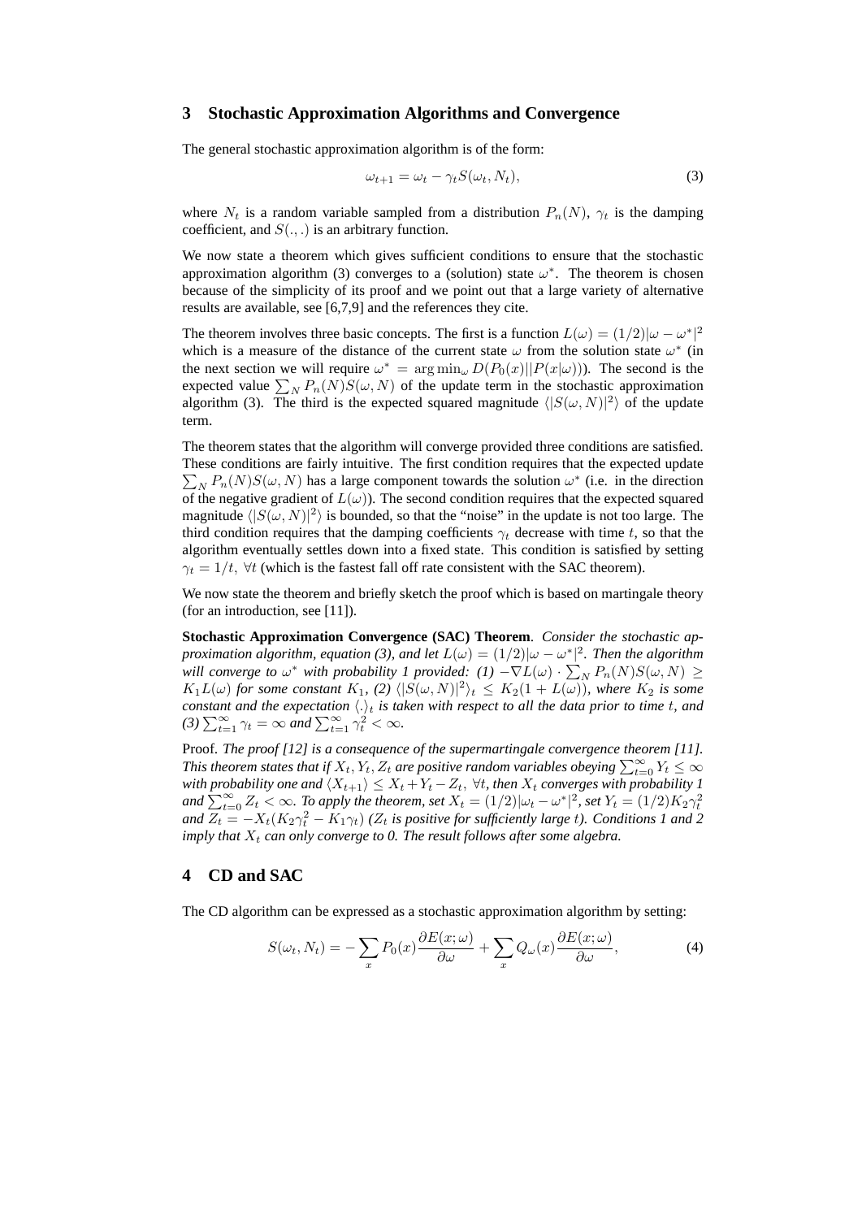## 3 Stochastic Approximation Algorithms and Convergence

The general stochastic approximation algorithm is of the form:

$$\omega_{t+1} = \omega_t - \gamma_t S(\omega_t, N_t), \tag{3}$$

where $N_t$ is a random variable sampled from a distribution $P_n(N)$, $\gamma_t$ is the damping coefficient, and $S(.,.)$ is an arbitrary function.

We now state a theorem which gives sufficient conditions to ensure that the stochastic approximation algorithm (3) converges to a (solution) state $\omega^*$. The theorem is chosen because of the simplicity of its proof and we point out that a large variety of alternative results are available, see [6,7,9] and the references they cite.

The theorem involves three basic concepts. The first is a function $L(\omega) = (1/2)|\omega - \omega^*|^2$ which is a measure of the distance of the current state $\omega$ from the solution state $\omega^*$ (in the next section we will require $\omega^* = \arg\min_\omega D(P_0(x)||P(x|\omega))$). The second is the expected value $\sum_N P_n(N) S(\omega, N)$ of the update term in the stochastic approximation algorithm (3). The third is the expected squared magnitude $\langle |S(\omega, N)|^2 \rangle$ of the update term.

The theorem states that the algorithm will converge provided three conditions are satisfied. These conditions are fairly intuitive. The first condition requires that the expected update $\sum_N P_n(N) S(\omega, N)$ has a large component towards the solution $\omega^*$ (i.e. in the direction of the negative gradient of $L(\omega)$). The second condition requires that the expected squared magnitude $\langle |S(\omega, N)|^2 \rangle$ is bounded, so that the "noise" in the update is not too large. The third condition requires that the damping coefficients $\gamma_t$ decrease with time $t$, so that the algorithm eventually settles down into a fixed state. This condition is satisfied by setting $\gamma_t = 1/t, \ \forall t$ (which is the fastest fall off rate consistent with the SAC theorem).

We now state the theorem and briefly sketch the proof which is based on martingale theory (for an introduction, see [11]).

**Stochastic Approximation Convergence (SAC) Theorem**. *Consider the stochastic approximation algorithm, equation (3), and let $L(\omega) = (1/2)|\omega - \omega^*|^2$. Then the algorithm will converge to $\omega^*$ with probability 1 provided: (1) $-\nabla L(\omega) \cdot \sum_N P_n(N) S(\omega, N) \geq K_1 L(\omega)$ for some constant $K_1$, (2) $\langle |S(\omega, N)|^2 \rangle_t \leq K_2(1 + L(\omega))$, where $K_2$ is some constant and the expectation $\langle . \rangle_t$ is taken with respect to all the data prior to time $t$, and (3) $\sum_{t=1}^{\infty} \gamma_t = \infty$ and $\sum_{t=1}^{\infty} \gamma_t^2 < \infty$.*

Proof. *The proof [12] is a consequence of the supermartingale convergence theorem [11]. This theorem states that if $X_t, Y_t, Z_t$ are positive random variables obeying $\sum_{t=0}^{\infty} Y_t \leq \infty$ with probability one and $\langle X_{t+1} \rangle \leq X_t + Y_t - Z_t, \ \forall t$, then $X_t$ converges with probability 1 and $\sum_{t=0}^{\infty} Z_t < \infty$. To apply the theorem, set $X_t = (1/2)|\omega_t - \omega^*|^2$, set $Y_t = (1/2) K_2 \gamma_t^2$ and $Z_t = -X_t(K_2 \gamma_t^2 - K_1 \gamma_t)$ ($Z_t$ is positive for sufficiently large $t$). Conditions 1 and 2 imply that $X_t$ can only converge to 0. The result follows after some algebra.*

## 4 CD and SAC

The CD algorithm can be expressed as a stochastic approximation algorithm by setting:

$$S(\omega_t, N_t) = -\sum_x P_0(x) \frac{\partial E(x;\omega)}{\partial \omega} + \sum_x Q_\omega(x) \frac{\partial E(x;\omega)}{\partial \omega}, \tag{4}$$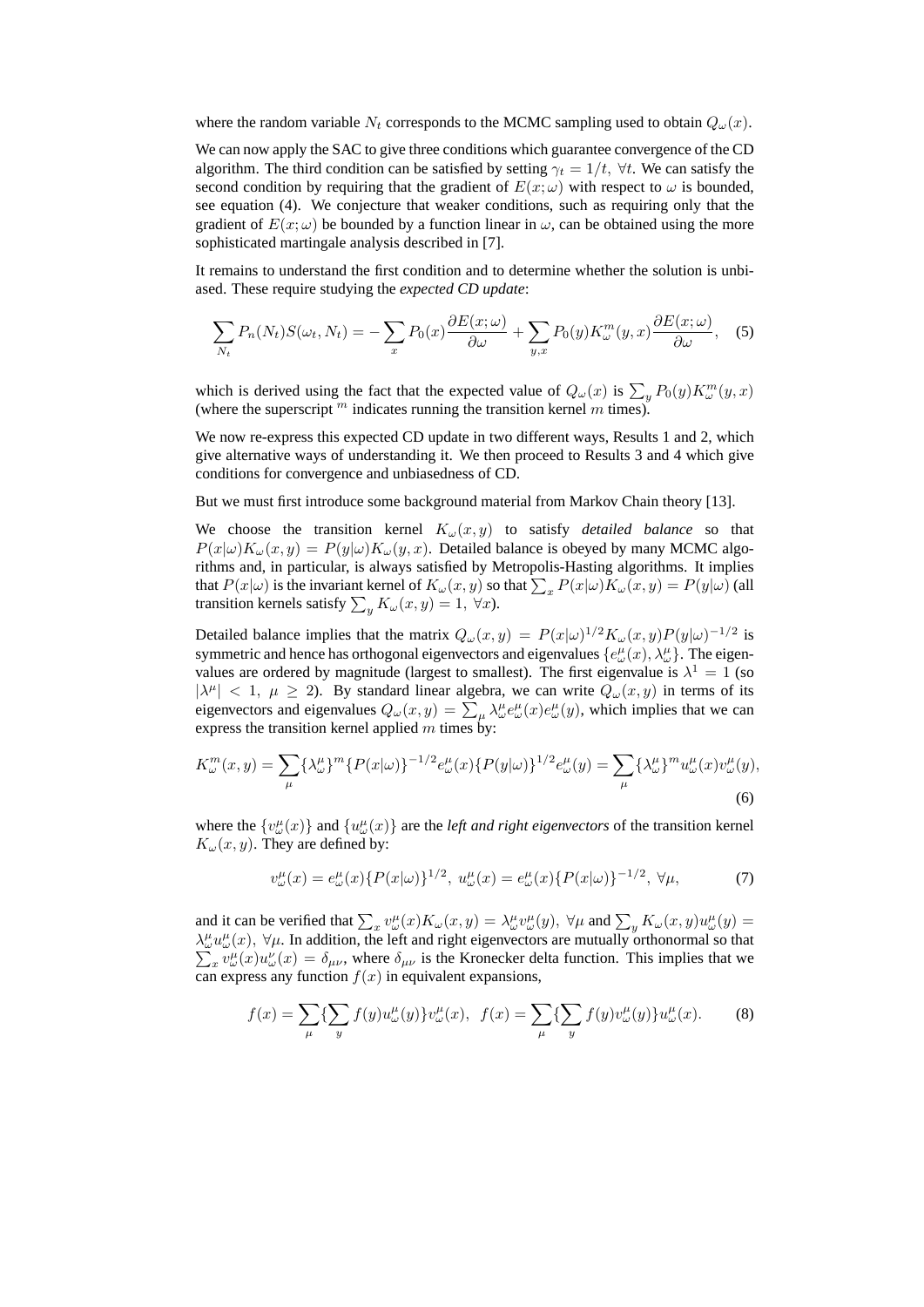where the random variable $N_t$ corresponds to the MCMC sampling used to obtain $Q_\omega(x)$.

We can now apply the SAC to give three conditions which guarantee convergence of the CD algorithm. The third condition can be satisfied by setting $\gamma_t = 1/t, \ \forall t$. We can satisfy the second condition by requiring that the gradient of $E(x;\omega)$ with respect to $\omega$ is bounded, see equation (4). We conjecture that weaker conditions, such as requiring only that the gradient of $E(x;\omega)$ be bounded by a function linear in $\omega$, can be obtained using the more sophisticated martingale analysis described in [7].

It remains to understand the first condition and to determine whether the solution is unbiased. These require studying the *expected CD update*:

$$\sum_{N_t} P_n(N_t) S(\omega_t, N_t) = -\sum_x P_0(x) \frac{\partial E(x;\omega)}{\partial \omega} + \sum_{y,x} P_0(y) K^m_\omega(y,x) \frac{\partial E(x;\omega)}{\partial \omega}, \quad (5)$$

which is derived using the fact that the expected value of $Q_\omega(x)$ is $\sum_y P_0(y) K^m_\omega(y,x)$ (where the superscript $^m$ indicates running the transition kernel $m$ times).

We now re-express this expected CD update in two different ways, Results 1 and 2, which give alternative ways of understanding it. We then proceed to Results 3 and 4 which give conditions for convergence and unbiasedness of CD.

But we must first introduce some background material from Markov Chain theory [13].

We choose the transition kernel $K_\omega(x,y)$ to satisfy *detailed balance* so that $P(x|\omega)K_\omega(x,y) = P(y|\omega)K_\omega(y,x)$. Detailed balance is obeyed by many MCMC algorithms and, in particular, is always satisfied by Metropolis-Hasting algorithms. It implies that $P(x|\omega)$ is the invariant kernel of $K_\omega(x,y)$ so that $\sum_x P(x|\omega)K_\omega(x,y) = P(y|\omega)$ (all transition kernels satisfy $\sum_y K_\omega(x,y) = 1, \ \forall x$).

Detailed balance implies that the matrix $Q_\omega(x,y) = P(x|\omega)^{1/2} K_\omega(x,y) P(y|\omega)^{-1/2}$ is symmetric and hence has orthogonal eigenvectors and eigenvalues $\{e^\mu_\omega(x), \lambda^\mu_\omega\}$. The eigenvalues are ordered by magnitude (largest to smallest). The first eigenvalue is $\lambda^1 = 1$ (so $|\lambda^\mu| < 1, \ \mu \geq 2$). By standard linear algebra, we can write $Q_\omega(x,y)$ in terms of its eigenvectors and eigenvalues $Q_\omega(x,y) = \sum_\mu \lambda^\mu_\omega e^\mu_\omega(x) e^\mu_\omega(y)$, which implies that we can express the transition kernel applied $m$ times by:

$$K^m_\omega(x,y) = \sum_\mu \{\lambda^\mu_\omega\}^m \{P(x|\omega)\}^{-1/2} e^\mu_\omega(x) \{P(y|\omega)\}^{1/2} e^\mu_\omega(y) = \sum_\mu \{\lambda^\mu_\omega\}^m u^\mu_\omega(x) v^\mu_\omega(y), \quad (6)$$

where the $\{v^\mu_\omega(x)\}$ and $\{u^\mu_\omega(x)\}$ are the *left and right eigenvectors* of the transition kernel $K_\omega(x,y)$. They are defined by:

$$v^\mu_\omega(x) = e^\mu_\omega(x)\{P(x|\omega)\}^{1/2}, \ u^\mu_\omega(x) = e^\mu_\omega(x)\{P(x|\omega)\}^{-1/2}, \ \forall \mu, \quad (7)$$

and it can be verified that $\sum_x v^\mu_\omega(x) K_\omega(x,y) = \lambda^\mu_\omega v^\mu_\omega(y), \ \forall \mu$ and $\sum_y K_\omega(x,y) u^\mu_\omega(y) = \lambda^\mu_\omega u^\mu_\omega(x), \ \forall \mu$. In addition, the left and right eigenvectors are mutually orthonormal so that $\sum_x v^\mu_\omega(x) u^\nu_\omega(x) = \delta_{\mu\nu}$, where $\delta_{\mu\nu}$ is the Kronecker delta function. This implies that we can express any function $f(x)$ in equivalent expansions,

$$f(x) = \sum_\mu \{\sum_y f(y) u^\mu_\omega(y)\} v^\mu_\omega(x), \ \ f(x) = \sum_\mu \{\sum_y f(y) v^\mu_\omega(y)\} u^\mu_\omega(x). \quad (8)$$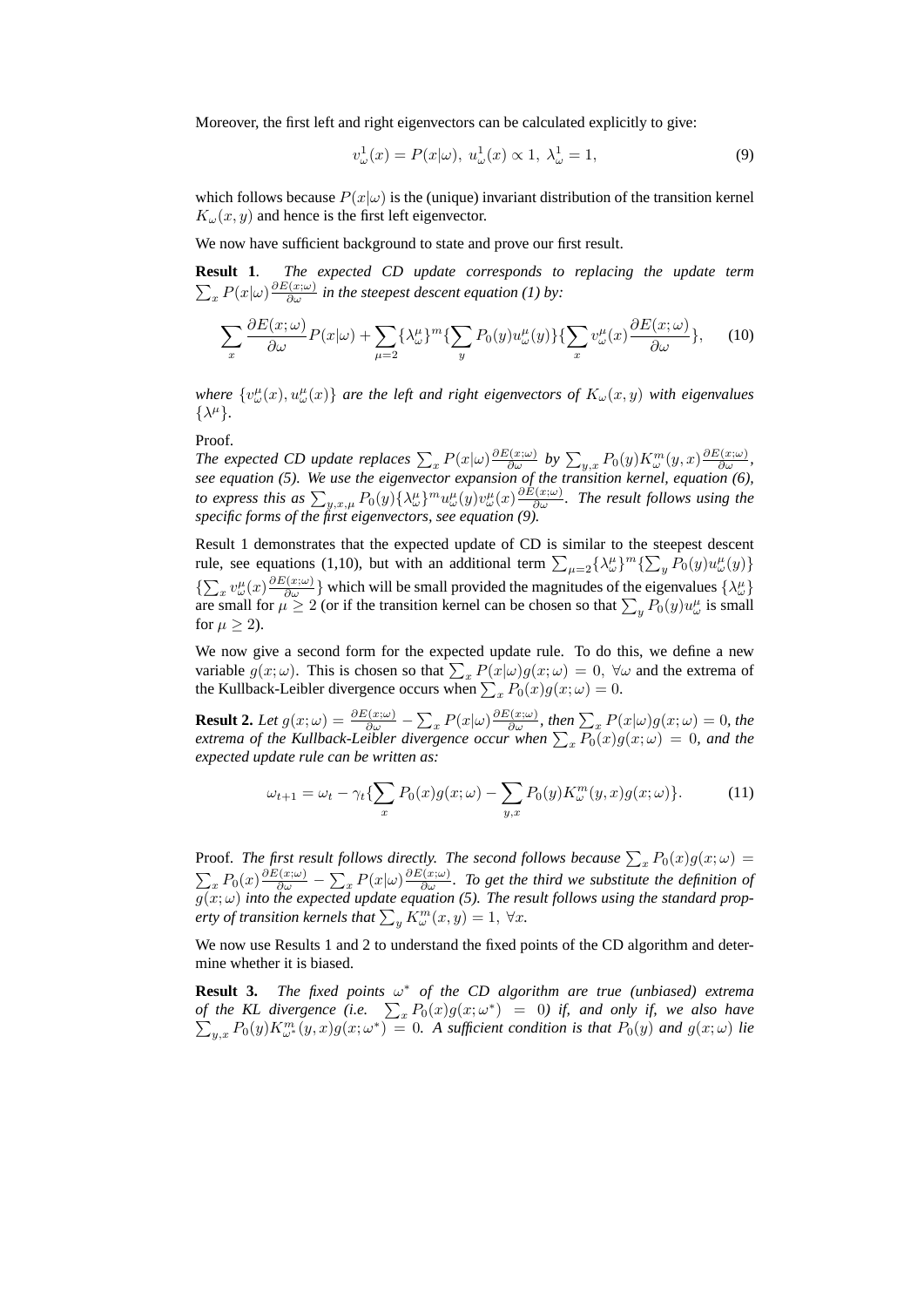Moreover, the first left and right eigenvectors can be calculated explicitly to give:

$$v^1_\omega(x) = P(x|\omega),\ u^1_\omega(x) \propto 1,\ \lambda^1_\omega = 1, \tag{9}$$

which follows because $P(x|\omega)$ is the (unique) invariant distribution of the transition kernel $K_\omega(x, y)$ and hence is the first left eigenvector.

We now have sufficient background to state and prove our first result.

**Result 1**. *The expected CD update corresponds to replacing the update term* $\sum_x P(x|\omega)\frac{\partial E(x;\omega)}{\partial \omega}$ *in the steepest descent equation (1) by:*

$$\sum_x \frac{\partial E(x;\omega)}{\partial \omega} P(x|\omega) + \sum_{\mu=2} \{\lambda^\mu_\omega\}^m \{\sum_y P_0(y) u^\mu_\omega(y)\}\{\sum_x v^\mu_\omega(x)\frac{\partial E(x;\omega)}{\partial \omega}\}, \tag{10}$$

*where* $\{v^\mu_\omega(x), u^\mu_\omega(x)\}$ *are the left and right eigenvectors of* $K_\omega(x, y)$ *with eigenvalues* $\{\lambda^\mu\}$.

Proof.
*The expected CD update replaces* $\sum_x P(x|\omega)\frac{\partial E(x;\omega)}{\partial \omega}$ *by* $\sum_{y,x} P_0(y) K^m_\omega(y, x)\frac{\partial E(x;\omega)}{\partial \omega}$*, see equation (5). We use the eigenvector expansion of the transition kernel, equation (6), to express this as* $\sum_{y,x,\mu} P_0(y)\{\lambda^\mu_\omega\}^m u^\mu_\omega(y) v^\mu_\omega(x)\frac{\partial E(x;\omega)}{\partial \omega}$*. The result follows using the specific forms of the first eigenvectors, see equation (9).*

Result 1 demonstrates that the expected update of CD is similar to the steepest descent rule, see equations (1,10), but with an additional term $\sum_{\mu=2}\{\lambda^\mu_\omega\}^m\{\sum_y P_0(y)u^\mu_\omega(y)\}$ $\{\sum_x v^\mu_\omega(x)\frac{\partial E(x;\omega)}{\partial \omega}\}$ which will be small provided the magnitudes of the eigenvalues $\{\lambda^\mu_\omega\}$ are small for $\mu \geq 2$ (or if the transition kernel can be chosen so that $\sum_y P_0(y)u^\mu_\omega$ is small for $\mu \geq 2$).

We now give a second form for the expected update rule. To do this, we define a new variable $g(x; \omega)$. This is chosen so that $\sum_x P(x|\omega)g(x; \omega) = 0,\ \forall \omega$ and the extrema of the Kullback-Leibler divergence occurs when $\sum_x P_0(x)g(x; \omega) = 0$.

**Result 2.** *Let* $g(x; \omega) = \frac{\partial E(x;\omega)}{\partial \omega} - \sum_x P(x|\omega)\frac{\partial E(x;\omega)}{\partial \omega}$*, then* $\sum_x P(x|\omega)g(x; \omega) = 0$*, the extrema of the Kullback-Leibler divergence occur when* $\sum_x P_0(x)g(x; \omega) = 0$*, and the expected update rule can be written as:*

$$\omega_{t+1} = \omega_t - \gamma_t\{\sum_x P_0(x)g(x; \omega) - \sum_{y,x} P_0(y)K^m_\omega(y, x)g(x; \omega)\}. \tag{11}$$

Proof. *The first result follows directly. The second follows because* $\sum_x P_0(x)g(x; \omega) = \sum_x P_0(x)\frac{\partial E(x;\omega)}{\partial \omega} - \sum_x P(x|\omega)\frac{\partial E(x;\omega)}{\partial \omega}$*. To get the third we substitute the definition of* $g(x; \omega)$ *into the expected update equation (5). The result follows using the standard property of transition kernels that* $\sum_y K^m_\omega(x, y) = 1,\ \forall x$*.*

We now use Results 1 and 2 to understand the fixed points of the CD algorithm and determine whether it is biased.

**Result 3.** *The fixed points* $\omega^*$ *of the CD algorithm are true (unbiased) extrema of the KL divergence (i.e.* $\sum_x P_0(x)g(x; \omega^*) = 0$*) if, and only if, we also have* $\sum_{y,x} P_0(y)K^m_{\omega^*}(y, x)g(x; \omega^*) = 0$*. A sufficient condition is that* $P_0(y)$ *and* $g(x; \omega)$ *lie*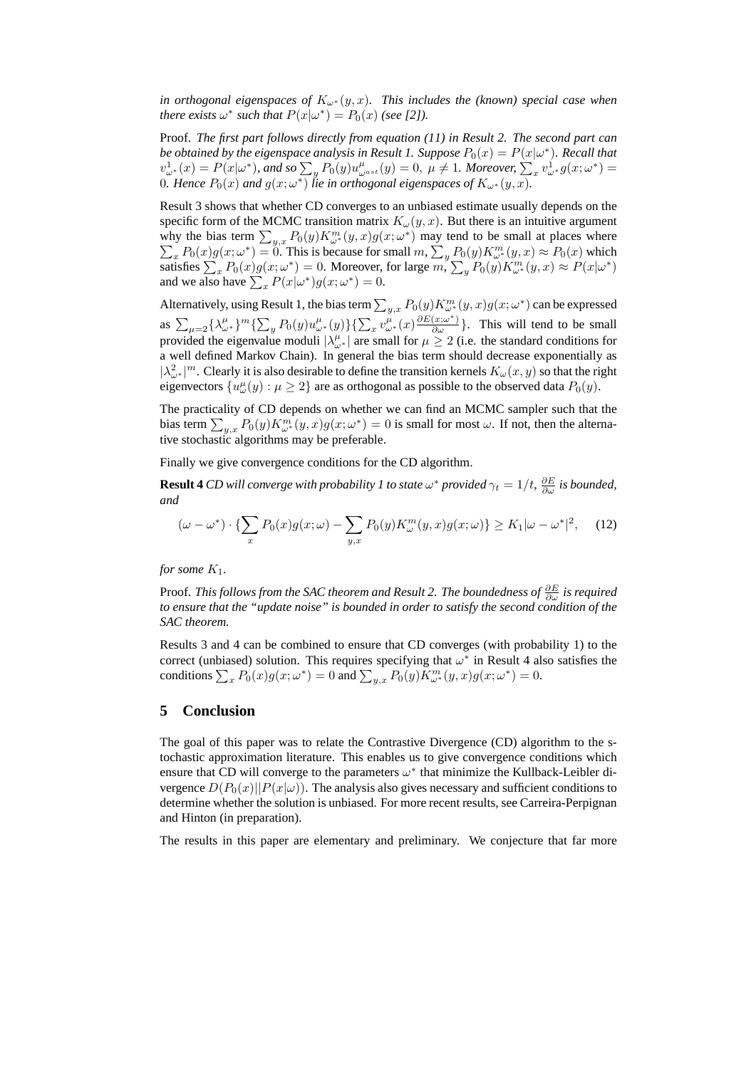*in orthogonal eigenspaces of $K_{\omega^*}(y,x)$. This includes the (known) special case when there exists $\omega^*$ such that $P(x|\omega^*) = P_0(x)$ (see [2]).*

Proof. *The first part follows directly from equation (11) in Result 2. The second part can be obtained by the eigenspace analysis in Result 1. Suppose $P_0(x) = P(x|\omega^*)$. Recall that $v^1_{\omega^*}(x) = P(x|\omega^*)$, and so $\sum_y P_0(y) u^{\mu}_{\omega^{ast}}(y) = 0,\ \mu \neq 1$. Moreover, $\sum_x v^1_{\omega^*} g(x;\omega^*) = 0$. Hence $P_0(x)$ and $g(x;\omega^*)$ lie in orthogonal eigenspaces of $K_{\omega^*}(y,x)$.*

Result 3 shows that whether CD converges to an unbiased estimate usually depends on the specific form of the MCMC transition matrix $K_\omega(y,x)$. But there is an intuitive argument why the bias term $\sum_{y,x} P_0(y) K^m_{\omega^*}(y,x) g(x;\omega^*)$ may tend to be small at places where $\sum_x P_0(x) g(x;\omega^*) = 0$. This is because for small $m$, $\sum_y P_0(y) K^m_{\omega^*}(y,x) \approx P_0(x)$ which satisfies $\sum_x P_0(x) g(x;\omega^*) = 0$. Moreover, for large $m$, $\sum_y P_0(y) K^m_{\omega^*}(y,x) \approx P(x|\omega^*)$ and we also have $\sum_x P(x|\omega^*) g(x;\omega^*) = 0$.

Alternatively, using Result 1, the bias term $\sum_{y,x} P_0(y) K^m_{\omega^*}(y,x) g(x;\omega^*)$ can be expressed as $\sum_{\mu=2} \{\lambda^{\mu}_{\omega^*}\}^m \{\sum_y P_0(y) u^{\mu}_{\omega^*}(y)\}\{\sum_x v^{\mu}_{\omega^*}(x) \frac{\partial E(x;\omega^*)}{\partial \omega}\}$. This will tend to be small provided the eigenvalue moduli $|\lambda^{\mu}_{\omega^*}|$ are small for $\mu \geq 2$ (i.e. the standard conditions for a well defined Markov Chain). In general the bias term should decrease exponentially as $|\lambda^2_{\omega^*}|^m$. Clearly it is also desirable to define the transition kernels $K_\omega(x,y)$ so that the right eigenvectors $\{u^{\mu}_{\omega}(y) : \mu \geq 2\}$ are as orthogonal as possible to the observed data $P_0(y)$.

The practicality of CD depends on whether we can find an MCMC sampler such that the bias term $\sum_{y,x} P_0(y) K^m_{\omega^*}(y,x) g(x;\omega^*) = 0$ is small for most $\omega$. If not, then the alternative stochastic algorithms may be preferable.

Finally we give convergence conditions for the CD algorithm.

**Result 4** *CD will converge with probability 1 to state $\omega^*$ provided $\gamma_t = 1/t$, $\frac{\partial E}{\partial \omega}$ is bounded, and*

$$(\omega - \omega^*) \cdot \{\sum_x P_0(x) g(x;\omega) - \sum_{y,x} P_0(y) K^m_\omega(y,x) g(x;\omega)\} \geq K_1 |\omega - \omega^*|^2, \qquad (12)$$

*for some $K_1$.*

Proof. *This follows from the SAC theorem and Result 2. The boundedness of $\frac{\partial E}{\partial \omega}$ is required to ensure that the "update noise" is bounded in order to satisfy the second condition of the SAC theorem.*

Results 3 and 4 can be combined to ensure that CD converges (with probability 1) to the correct (unbiased) solution. This requires specifying that $\omega^*$ in Result 4 also satisfies the conditions $\sum_x P_0(x) g(x;\omega^*) = 0$ and $\sum_{y,x} P_0(y) K^m_{\omega^*}(y,x) g(x;\omega^*) = 0$.

## 5 Conclusion

The goal of this paper was to relate the Contrastive Divergence (CD) algorithm to the stochastic approximation literature. This enables us to give convergence conditions which ensure that CD will converge to the parameters $\omega^*$ that minimize the Kullback-Leibler divergence $D(P_0(x)||P(x|\omega))$. The analysis also gives necessary and sufficient conditions to determine whether the solution is unbiased. For more recent results, see Carreira-Perpignan and Hinton (in preparation).

The results in this paper are elementary and preliminary. We conjecture that far more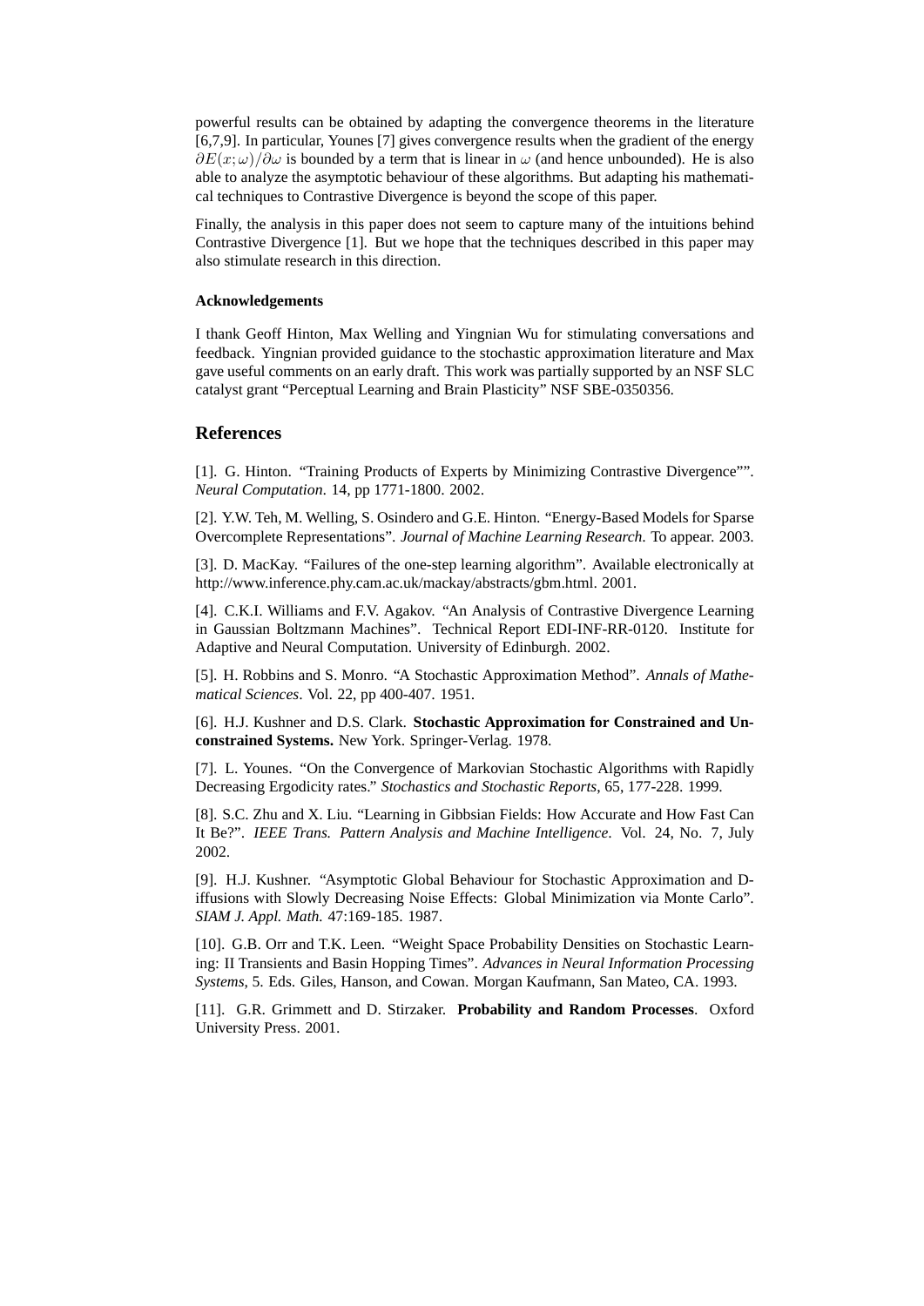powerful results can be obtained by adapting the convergence theorems in the literature [6,7,9]. In particular, Younes [7] gives convergence results when the gradient of the energy $\partial E(x; \omega)/\partial \omega$ is bounded by a term that is linear in $\omega$ (and hence unbounded). He is also able to analyze the asymptotic behaviour of these algorithms. But adapting his mathematical techniques to Contrastive Divergence is beyond the scope of this paper.

Finally, the analysis in this paper does not seem to capture many of the intuitions behind Contrastive Divergence [1]. But we hope that the techniques described in this paper may also stimulate research in this direction.

#### Acknowledgements

I thank Geoff Hinton, Max Welling and Yingnian Wu for stimulating conversations and feedback. Yingnian provided guidance to the stochastic approximation literature and Max gave useful comments on an early draft. This work was partially supported by an NSF SLC catalyst grant "Perceptual Learning and Brain Plasticity" NSF SBE-0350356.

## References

[1]. G. Hinton. "Training Products of Experts by Minimizing Contrastive Divergence"". *Neural Computation*. 14, pp 1771-1800. 2002.

[2]. Y.W. Teh, M. Welling, S. Osindero and G.E. Hinton. "Energy-Based Models for Sparse Overcomplete Representations". *Journal of Machine Learning Research*. To appear. 2003.

[3]. D. MacKay. "Failures of the one-step learning algorithm". Available electronically at http://www.inference.phy.cam.ac.uk/mackay/abstracts/gbm.html. 2001.

[4]. C.K.I. Williams and F.V. Agakov. "An Analysis of Contrastive Divergence Learning in Gaussian Boltzmann Machines". Technical Report EDI-INF-RR-0120. Institute for Adaptive and Neural Computation. University of Edinburgh. 2002.

[5]. H. Robbins and S. Monro. "A Stochastic Approximation Method". *Annals of Mathematical Sciences*. Vol. 22, pp 400-407. 1951.

[6]. H.J. Kushner and D.S. Clark. **Stochastic Approximation for Constrained and Unconstrained Systems.** New York. Springer-Verlag. 1978.

[7]. L. Younes. "On the Convergence of Markovian Stochastic Algorithms with Rapidly Decreasing Ergodicity rates." *Stochastics and Stochastic Reports*, 65, 177-228. 1999.

[8]. S.C. Zhu and X. Liu. "Learning in Gibbsian Fields: How Accurate and How Fast Can It Be?". *IEEE Trans. Pattern Analysis and Machine Intelligence*. Vol. 24, No. 7, July 2002.

[9]. H.J. Kushner. "Asymptotic Global Behaviour for Stochastic Approximation and Diffusions with Slowly Decreasing Noise Effects: Global Minimization via Monte Carlo". *SIAM J. Appl. Math.* 47:169-185. 1987.

[10]. G.B. Orr and T.K. Leen. "Weight Space Probability Densities on Stochastic Learning: II Transients and Basin Hopping Times". *Advances in Neural Information Processing Systems*, 5. Eds. Giles, Hanson, and Cowan. Morgan Kaufmann, San Mateo, CA. 1993.

[11]. G.R. Grimmett and D. Stirzaker. **Probability and Random Processes**. Oxford University Press. 2001.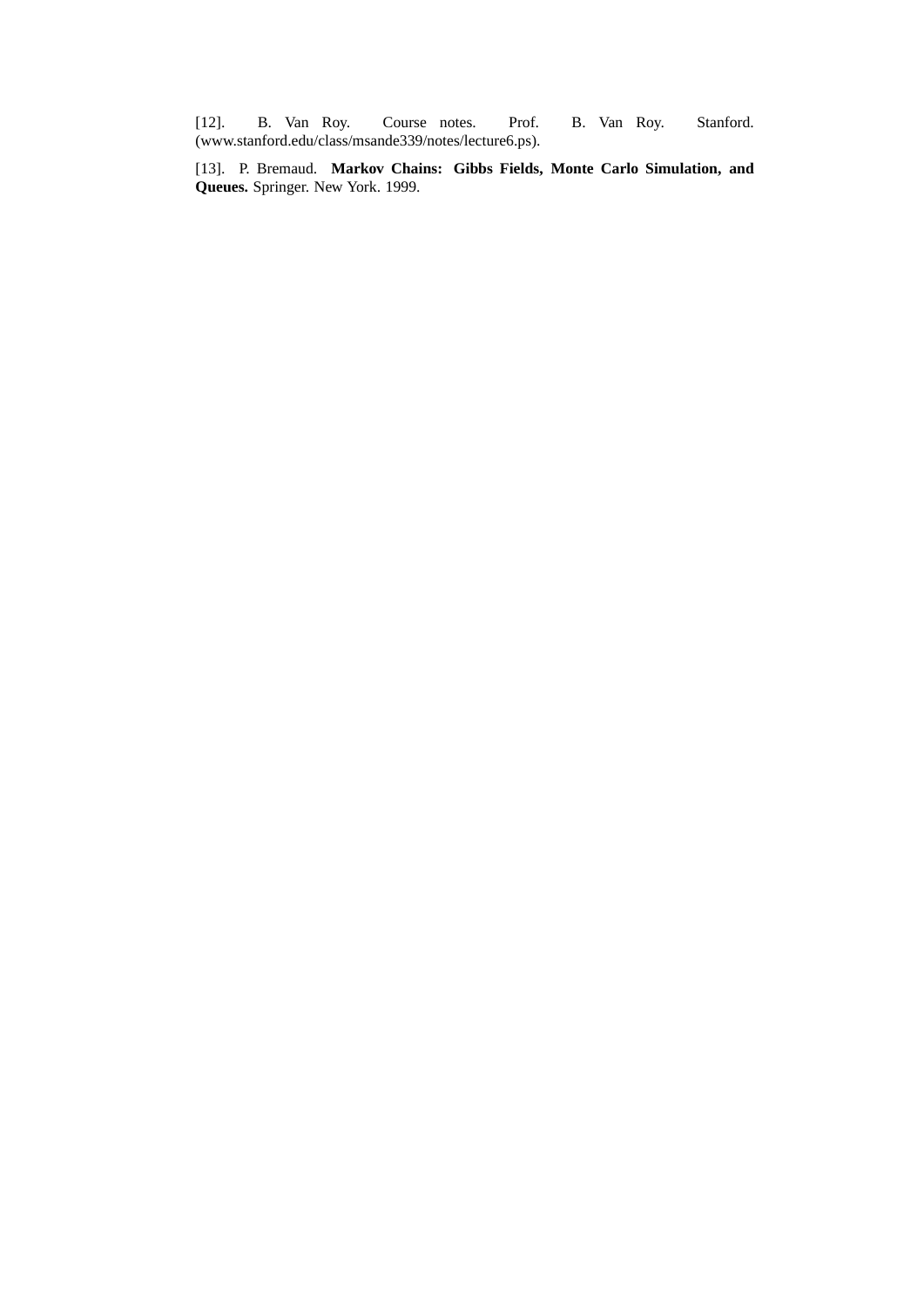[12]. B. Van Roy. Course notes. Prof. B. Van Roy. Stanford. (www.stanford.edu/class/msande339/notes/lecture6.ps).

[13]. P. Bremaud. **Markov Chains: Gibbs Fields, Monte Carlo Simulation, and Queues.** Springer. New York. 1999.